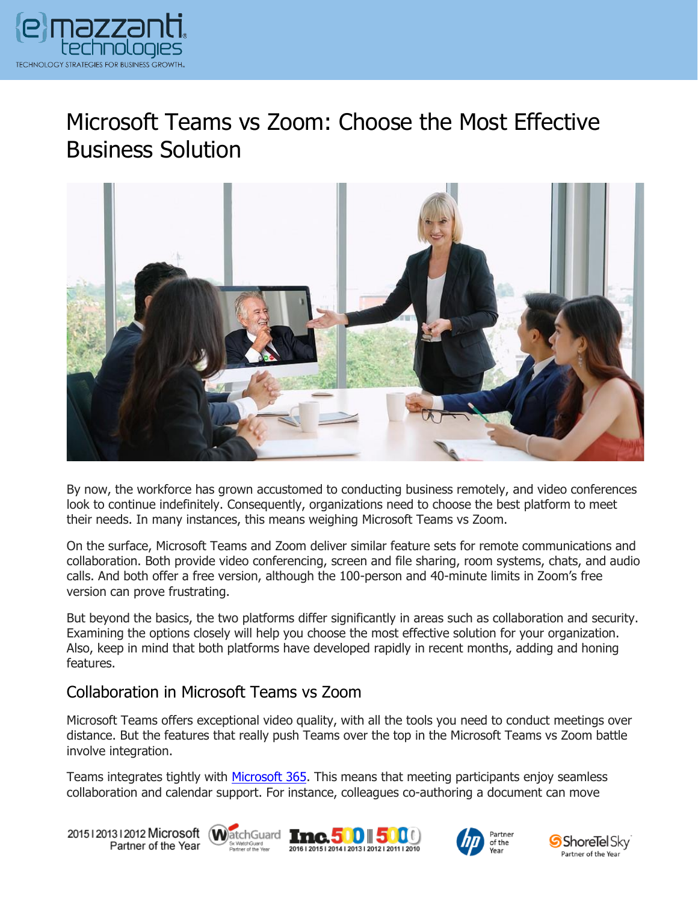# Microsoft Teams vs Zoom: Choose the Most Effective Business Solution

By now, the workforce has grown accustomed to conducting business remotely, and video conferences look to continue indefinitely. Consequently, organizations need to choose the best platform to meet their needs. In many instances, this means weighing Microsoft Teams vs Zoom.

On the surface, Microsoft Teams and Zoom deliver similar feature sets for remote communications and collaboration. Both provide video conferencing, screen and file sharing, room systems, chats, and audio calls. And both offer a free version, although the 100-person and 40-minute limits in Zoom's free version can prove frustrating.

But beyond the basics, the two platforms differ significantly in areas such as collaboration and security. Examining the options closely will help you choose the most effective solution for your organization. Also, keep in mind that both platforms have developed rapidly in recent months, adding and honing features.

## Collaboration in Microsoft Teams vs Zoom

Microsoft Teams offers exceptional video quality, with all the tools you need to conduct meetings over distance. But the features that really push Teams over the top in the Microsoft Teams vs Zoom battle involve integration.

Teams integrates tightly with [Microsoft 365](). This means that meeting participants enjoy seamless collaboration and calendar support. For instance, colleagues co-authoring a document can move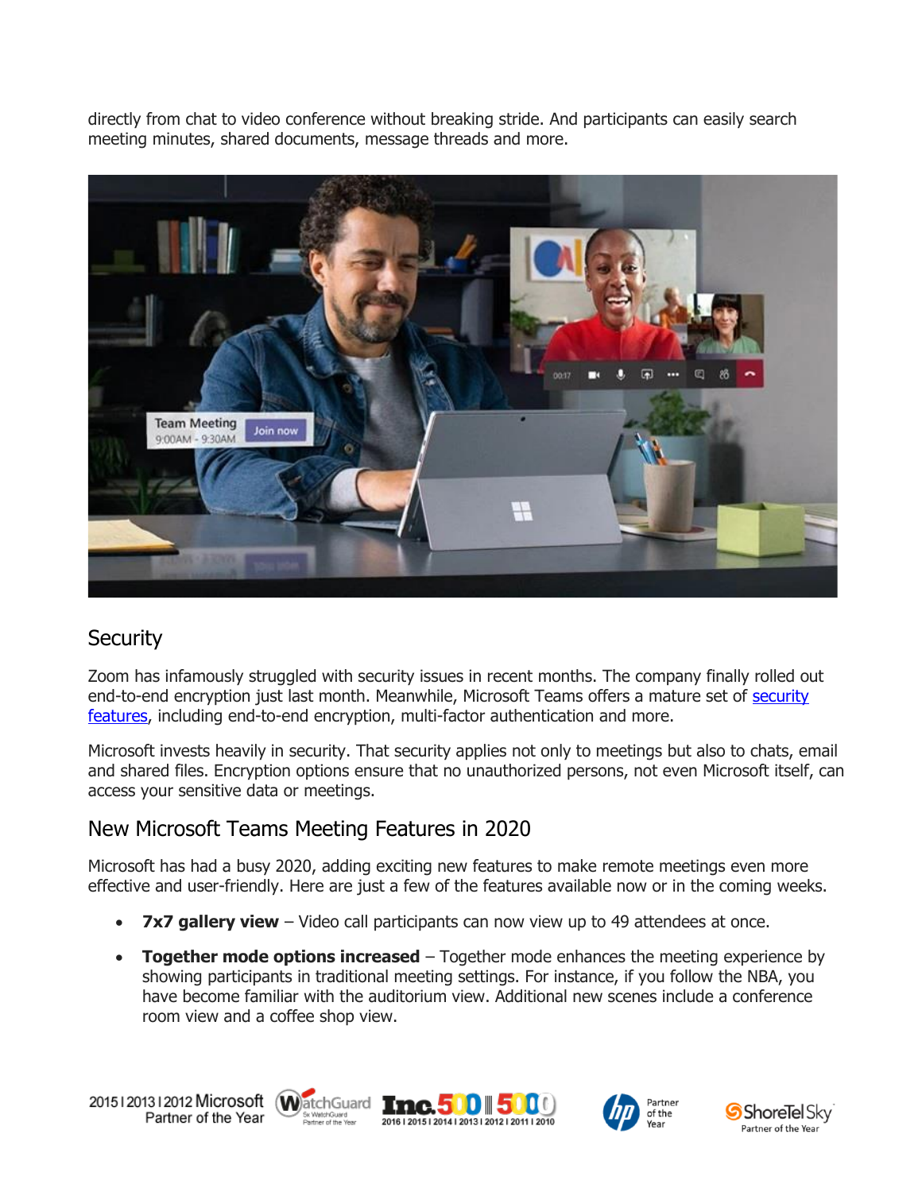directly from chat to video conference without breaking stride. And participants can easily search meeting minutes, shared documents, message threads and more.

## Security

Zoom has infamously struggled with security issues in recent months. The company finally rolled out end-to-end encryption just last month. Meanwhile, Microsoft Teams offers a mature set of security features, including end-to-end encryption, multi-factor authentication and more.

Microsoft invests heavily in security. That security applies not only to meetings but also to chats, email and shared files. Encryption options ensure that no unauthorized persons, not even Microsoft itself, can access your sensitive data or meetings.

## New Microsoft Teams Meeting Features in 2020

Microsoft has had a busy 2020, adding exciting new features to make remote meetings even more effective and user-friendly. Here are just a few of the features available now or in the coming weeks.

- **7x7 gallery view** – Video call participants can now view up to 49 attendees at once.
- **Together mode options increased** – Together mode enhances the meeting experience by showing participants in traditional meeting settings. For instance, if you follow the NBA, you have become familiar with the auditorium view. Additional new scenes include a conference room view and a coffee shop view.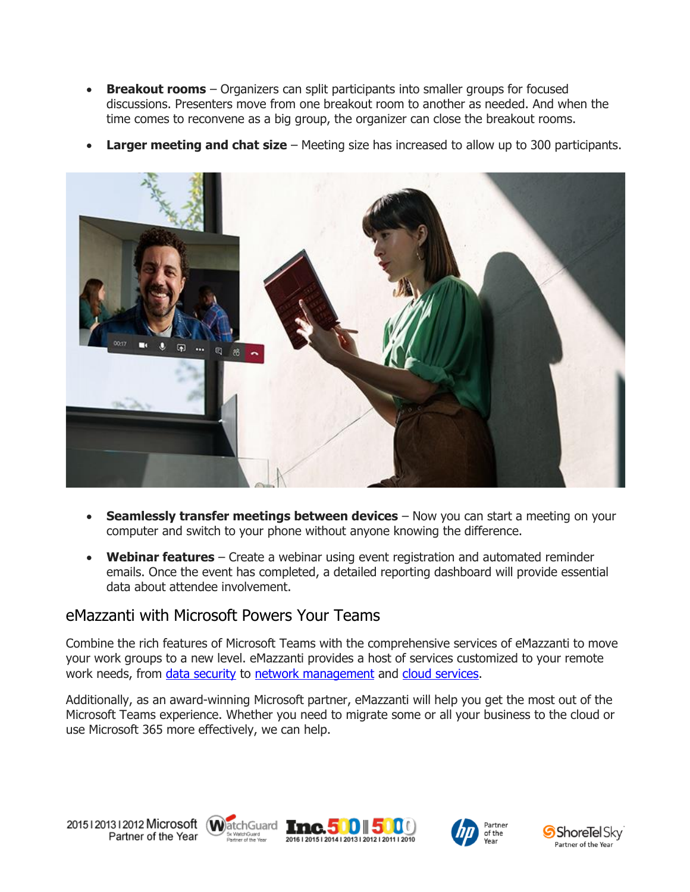- **Breakout rooms** – Organizers can split participants into smaller groups for focused discussions. Presenters move from one breakout room to another as needed. And when the time comes to reconvene as a big group, the organizer can close the breakout rooms.
- **Larger meeting and chat size** – Meeting size has increased to allow up to 300 participants.

- **Seamlessly transfer meetings between devices** – Now you can start a meeting on your computer and switch to your phone without anyone knowing the difference.
- **Webinar features** – Create a webinar using event registration and automated reminder emails. Once the event has completed, a detailed reporting dashboard will provide essential data about attendee involvement.

## eMazzanti with Microsoft Powers Your Teams

Combine the rich features of Microsoft Teams with the comprehensive services of eMazzanti to move your work groups to a new level. eMazzanti provides a host of services customized to your remote work needs, from [data security] to [network management] and [cloud services].

Additionally, as an award-winning Microsoft partner, eMazzanti will help you get the most out of the Microsoft Teams experience. Whether you need to migrate some or all your business to the cloud or use Microsoft 365 more effectively, we can help.

2015 I 2013 I 2012 Microsoft Partner of the Year

WatchGuard 5x WatchGuard Partner of the Year

Inc. 500 | 5000 2016 I 2015 I 2014 I 2013 I 2012 I 2011 I 2010

hp Partner of the Year

ShoreTel Sky Partner of the Year